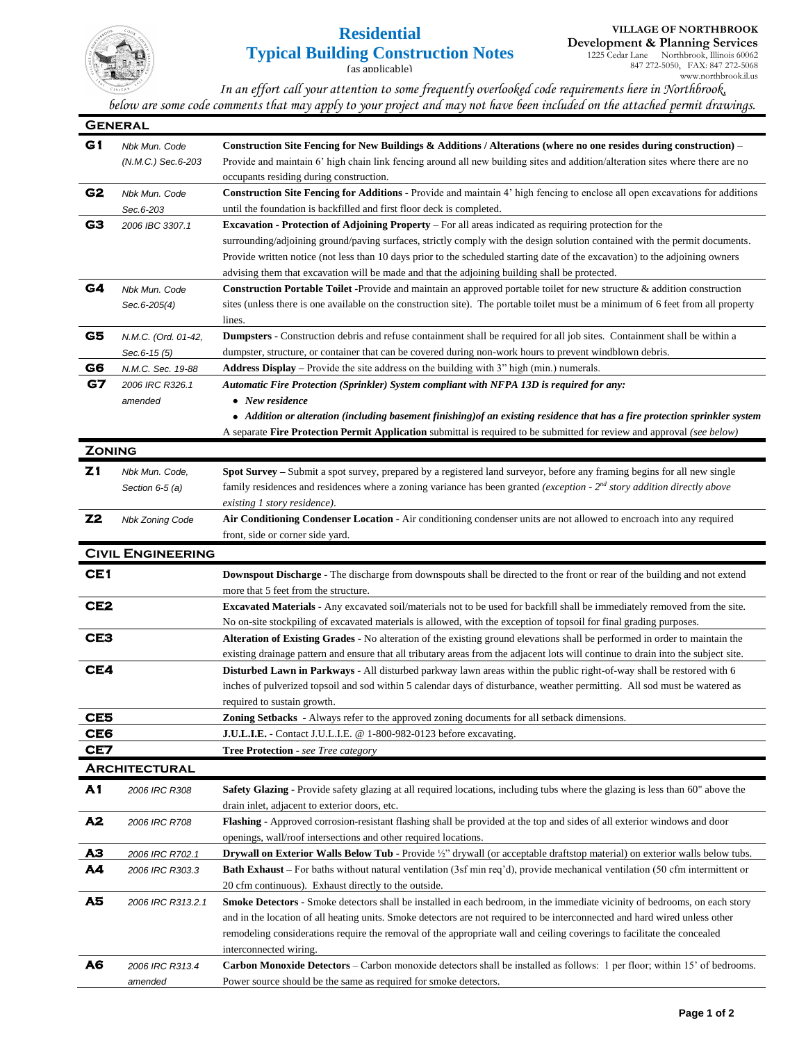# Residential Typical Building Construction Notes

(as applicable)

**VILLAGE OF NORTHBROOK**
**Development & Planning Services**
1225 Cedar Lane Northbrook, Illinois 60062
847 272-5050, FAX: 847 272-5068
www.northbrook.il.us

*In an effort call your attention to some frequently overlooked code requirements here in Northbrook, below are some code comments that may apply to your project and may not have been included on the attached permit drawings.*

## General

| | | |
|---|---|---|
| **G1** | *Nbk Mun. Code (N.M.C.) Sec.6-203* | **Construction Site Fencing for New Buildings & Additions / Alterations (where no one resides during construction)** – Provide and maintain 6' high chain link fencing around all new building sites and addition/alteration sites where there are no occupants residing during construction. |
| **G2** | *Nbk Mun. Code Sec.6-203* | **Construction Site Fencing for Additions** - Provide and maintain 4' high fencing to enclose all open excavations for additions until the foundation is backfilled and first floor deck is completed. |
| **G3** | *2006 IBC 3307.1* | **Excavation - Protection of Adjoining Property** – For all areas indicated as requiring protection for the surrounding/adjoining ground/paving surfaces, strictly comply with the design solution contained with the permit documents. Provide written notice (not less than 10 days prior to the scheduled starting date of the excavation) to the adjoining owners advising them that excavation will be made and that the adjoining building shall be protected. |
| **G4** | *Nbk Mun. Code Sec.6-205(4)* | **Construction Portable Toilet** -Provide and maintain an approved portable toilet for new structure & addition construction sites (unless there is one available on the construction site). The portable toilet must be a minimum of 6 feet from all property lines. |
| **G5** | *N.M.C. (Ord. 01-42, Sec.6-15 (5)* | **Dumpsters** - Construction debris and refuse containment shall be required for all job sites. Containment shall be within a dumpster, structure, or container that can be covered during non-work hours to prevent windblown debris. |
| **G6** | *N.M.C. Sec. 19-88* | **Address Display** – Provide the site address on the building with 3" high (min.) numerals. |
| **G7** | *2006 IRC R326.1 amended* | ***Automatic Fire Protection (Sprinkler) System compliant with NFPA 13D is required for any:*** <br>• ***New residence*** <br>• ***Addition or alteration (including basement finishing)of an existing residence that has a fire protection sprinkler system*** <br>A separate **Fire Protection Permit Application** submittal is required to be submitted for review and approval *(see below)* |

## Zoning

| | | |
|---|---|---|
| **Z1** | *Nbk Mun. Code, Section 6-5 (a)* | **Spot Survey** – Submit a spot survey, prepared by a registered land surveyor, before any framing begins for all new single family residences and residences where a zoning variance has been granted *(exception - 2nd story addition directly above existing 1 story residence)*. |
| **Z2** | *Nbk Zoning Code* | **Air Conditioning Condenser Location** - Air conditioning condenser units are not allowed to encroach into any required front, side or corner side yard. |

## Civil Engineering

| | | |
|---|---|---|
| **CE1** | | **Downspout Discharge** - The discharge from downspouts shall be directed to the front or rear of the building and not extend more that 5 feet from the structure. |
| **CE2** | | **Excavated Materials** - Any excavated soil/materials not to be used for backfill shall be immediately removed from the site. No on-site stockpiling of excavated materials is allowed, with the exception of topsoil for final grading purposes. |
| **CE3** | | **Alteration of Existing Grades** - No alteration of the existing ground elevations shall be performed in order to maintain the existing drainage pattern and ensure that all tributary areas from the adjacent lots will continue to drain into the subject site. |
| **CE4** | | **Disturbed Lawn in Parkways** - All disturbed parkway lawn areas within the public right-of-way shall be restored with 6 inches of pulverized topsoil and sod within 5 calendar days of disturbance, weather permitting. All sod must be watered as required to sustain growth. |
| **CE5** | | **Zoning Setbacks** - Always refer to the approved zoning documents for all setback dimensions. |
| **CE6** | | **J.U.L.I.E.** - Contact J.U.L.I.E. @ 1-800-982-0123 before excavating. |
| **CE7** | | **Tree Protection** - *see Tree category* |

## Architectural

| | | |
|---|---|---|
| **A1** | *2006 IRC R308* | **Safety Glazing** - Provide safety glazing at all required locations, including tubs where the glazing is less than 60" above the drain inlet, adjacent to exterior doors, etc. |
| **A2** | *2006 IRC R708* | **Flashing** - Approved corrosion-resistant flashing shall be provided at the top and sides of all exterior windows and door openings, wall/roof intersections and other required locations. |
| **A3** | *2006 IRC R702.1* | **Drywall on Exterior Walls Below Tub** - Provide ½" drywall (or acceptable draftstop material) on exterior walls below tubs. |
| **A4** | *2006 IRC R303.3* | **Bath Exhaust** – For baths without natural ventilation (3sf min req'd), provide mechanical ventilation (50 cfm intermittent or 20 cfm continuous). Exhaust directly to the outside. |
| **A5** | *2006 IRC R313.2.1* | **Smoke Detectors** - Smoke detectors shall be installed in each bedroom, in the immediate vicinity of bedrooms, on each story and in the location of all heating units. Smoke detectors are not required to be interconnected and hard wired unless other remodeling considerations require the removal of the appropriate wall and ceiling coverings to facilitate the concealed interconnected wiring. |
| **A6** | *2006 IRC R313.4 amended* | **Carbon Monoxide Detectors** – Carbon monoxide detectors shall be installed as follows: 1 per floor; within 15' of bedrooms. Power source should be the same as required for smoke detectors. |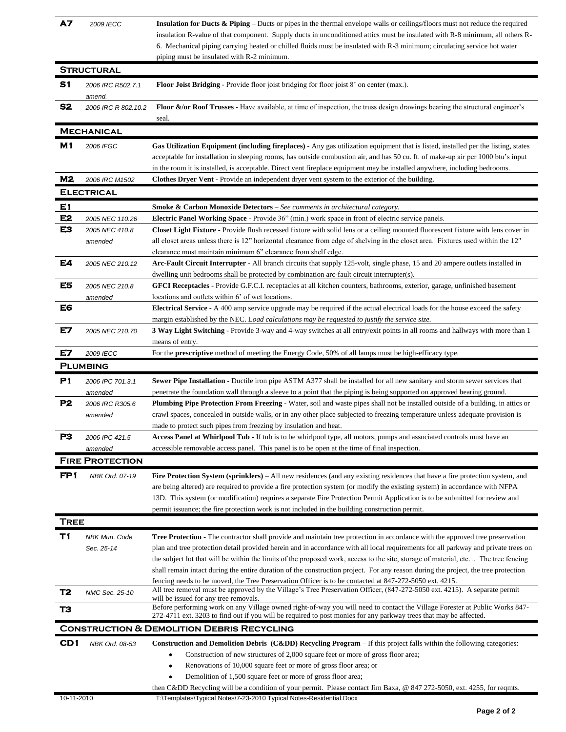| | | |
|---|---|---|
| **A7** | *2009 IECC* | **Insulation for Ducts & Piping** – Ducts or pipes in the thermal envelope walls or ceilings/floors must not reduce the required insulation R-value of that component. Supply ducts in unconditioned attics must be insulated with R-8 minimum, all others R-6. Mechanical piping carrying heated or chilled fluids must be insulated with R-3 minimum; circulating service hot water piping must be insulated with R-2 minimum. |

## Structural

| | | |
|---|---|---|
| **S1** | *2006 IRC R502.7.1 amend.* | **Floor Joist Bridging** - Provide floor joist bridging for floor joist 8' on center (max.). |
| **S2** | *2006 IRC R 802.10.2* | **Floor &/or Roof Trusses** - Have available, at time of inspection, the truss design drawings bearing the structural engineer's seal. |

## Mechanical

| | | |
|---|---|---|
| **M1** | *2006 IFGC* | **Gas Utilization Equipment (including fireplaces)** - Any gas utilization equipment that is listed, installed per the listing, states acceptable for installation in sleeping rooms, has outside combustion air, and has 50 cu. ft. of make-up air per 1000 btu's input in the room it is installed, is acceptable. Direct vent fireplace equipment may be installed anywhere, including bedrooms. |
| **M2** | *2006 IRC M1502* | **Clothes Dryer Vent** - Provide an independent dryer vent system to the exterior of the building. |

## Electrical

| | | |
|---|---|---|
| **E1** | | **Smoke & Carbon Monoxide Detectors** – *See comments in architectural category.* |
| **E2** | *2005 NEC 110.26* | **Electric Panel Working Space** - Provide 36" (min.) work space in front of electric service panels. |
| **E3** | *2005 NEC 410.8 amended* | **Closet Light Fixture** - Provide flush recessed fixture with solid lens or a ceiling mounted fluorescent fixture with lens cover in all closet areas unless there is 12" horizontal clearance from edge of shelving in the closet area. Fixtures used within the 12" clearance must maintain minimum 6" clearance from shelf edge. |
| **E4** | *2005 NEC 210.12* | **Arc-Fault Circuit Interrupter** - All branch circuits that supply 125-volt, single phase, 15 and 20 ampere outlets installed in dwelling unit bedrooms shall be protected by combination arc-fault circuit interrupter(s). |
| **E5** | *2005 NEC 210.8 amended* | **GFCI Receptacles** - Provide G.F.C.I. receptacles at all kitchen counters, bathrooms, exterior, garage, unfinished basement locations and outlets within 6' of wet locations. |
| **E6** | | **Electrical Service** - A 400 amp service upgrade may be required if the actual electrical loads for the house exceed the safety margin established by the NEC. L*oad calculations may be requested to justify the service size.* |
| **E7** | *2005 NEC 210.70* | **3 Way Light Switching** - Provide 3-way and 4-way switches at all entry/exit points in all rooms and hallways with more than 1 means of entry. |
| **E7** | *2009 IECC* | For the **prescriptive** method of meeting the Energy Code, 50% of all lamps must be high-efficacy type. |

## Plumbing

| | | |
|---|---|---|
| **P1** | *2006 IPC 701.3.1 amended* | **Sewer Pipe Installation** - Ductile iron pipe ASTM A377 shall be installed for all new sanitary and storm sewer services that penetrate the foundation wall through a sleeve to a point that the piping is being supported on approved bearing ground. |
| **P2** | *2006 IRC R305.6 amended* | **Plumbing Pipe Protection From Freezing** - Water, soil and waste pipes shall not be installed outside of a building, in attics or crawl spaces, concealed in outside walls, or in any other place subjected to freezing temperature unless adequate provision is made to protect such pipes from freezing by insulation and heat. |
| **P3** | *2006 IPC 421.5 amended* | **Access Panel at Whirlpool Tub** - If tub is to be whirlpool type, all motors, pumps and associated controls must have an accessible removable access panel. This panel is to be open at the time of final inspection. |

## Fire Protection

| | | |
|---|---|---|
| **FP1** | *NBK Ord. 07-19* | **Fire Protection System (sprinklers)** – All new residences (and any existing residences that have a fire protection system, and are being altered) are required to provide a fire protection system (or modify the existing system) in accordance with NFPA 13D. This system (or modification) requires a separate Fire Protection Permit Application is to be submitted for review and permit issuance; the fire protection work is not included in the building construction permit. |

## Tree

| | | |
|---|---|---|
| **T1** | *NBK Mun. Code Sec. 25-14* | **Tree Protection** - The contractor shall provide and maintain tree protection in accordance with the approved tree preservation plan and tree protection detail provided herein and in accordance with all local requirements for all parkway and private trees on the subject lot that will be within the limits of the proposed work, access to the site, storage of material, etc… The tree fencing shall remain intact during the entire duration of the construction project. For any reason during the project, the tree protection fencing needs to be moved, the Tree Preservation Officer is to be contacted at 847-272-5050 ext. 4215. |
| **T2** | *NMC Sec. 25-10* | All tree removal must be approved by the Village's Tree Preservation Officer, (847-272-5050 ext. 4215). A separate permit will be issued for any tree removals. |
| **T3** | | Before performing work on any Village owned right-of-way you will need to contact the Village Forester at Public Works 847-272-4711 ext. 3203 to find out if you will be required to post monies for any parkway trees that may be affected. |

## Construction & Demolition Debris Recycling

**CD1** *NBK Ord. 08-53*

**Construction and Demolition Debris (C&DD) Recycling Program** – If this project falls within the following categories:

- Construction of new structures of 2,000 square feet or more of gross floor area;
- Renovations of 10,000 square feet or more of gross floor area; or
- Demolition of 1,500 square feet or more of gross floor area;

then C&DD Recycling will be a condition of your permit. Please contact Jim Baxa, @ 847 272-5050, ext. 4255, for reqmts.

10-11-2010 T:\Templates\Typical Notes\7-23-2010 Typical Notes-Residential.Docx